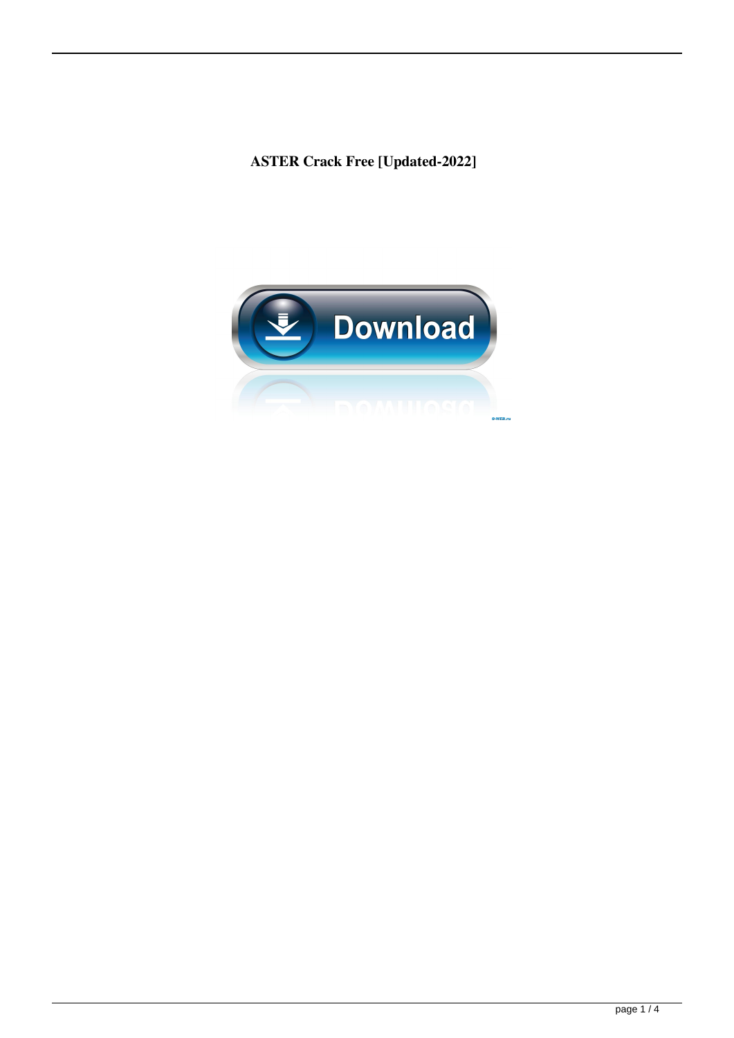**ASTER Crack Free [Updated-2022]**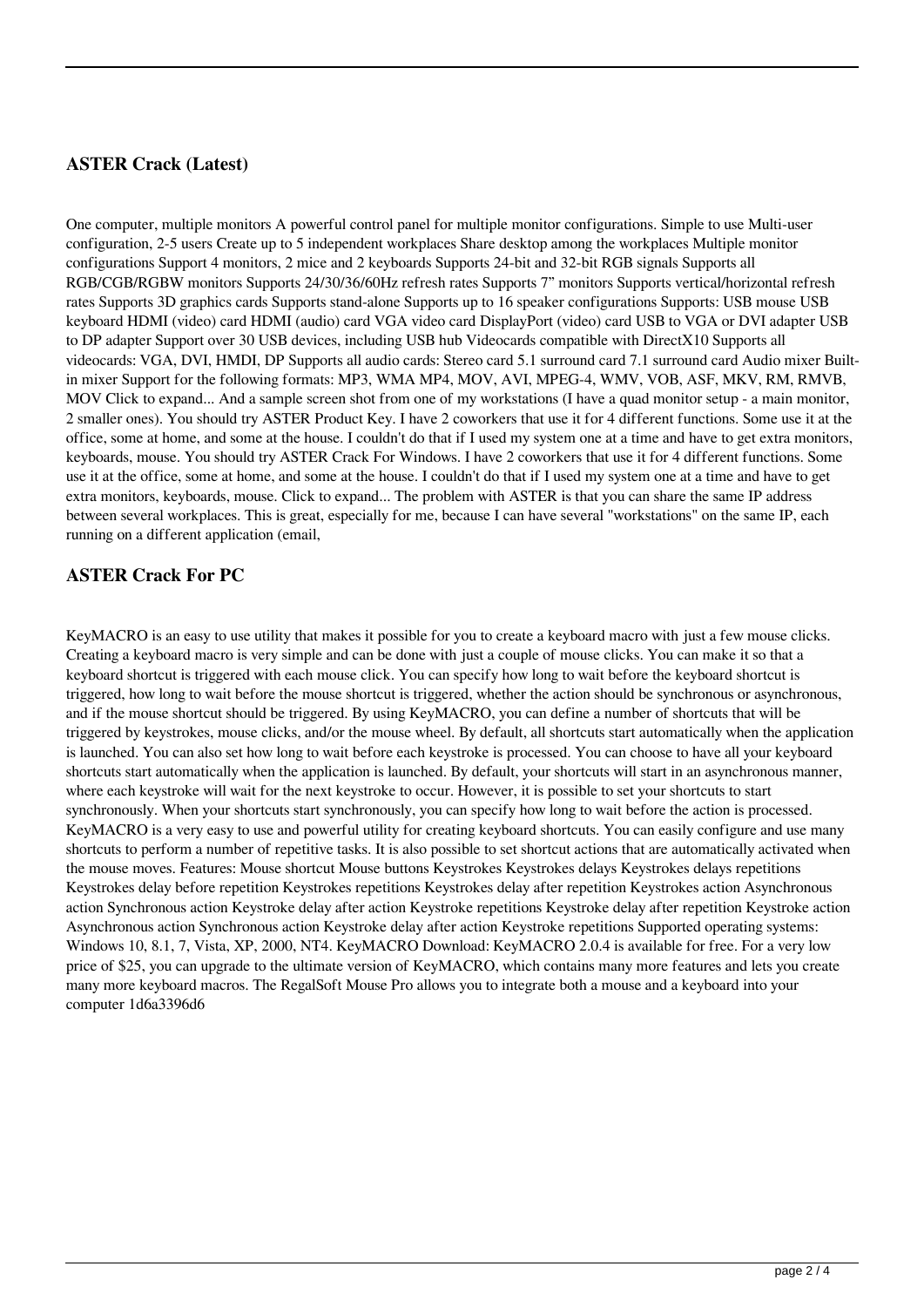## ASTER Crack (Latest)

One computer, multiple monitors A powerful control panel for multiple monitor configurations. Simple to use Multi-user configuration, 2-5 users Create up to 5 independent workplaces Share desktop among the workplaces Multiple monitor configurations Support 4 monitors, 2 mice and 2 keyboards Supports 24-bit and 32-bit RGB signals Supports all RGB/CGB/RGBW monitors Supports 24/30/36/60Hz refresh rates Supports 7" monitors Supports vertical/horizontal refresh rates Supports 3D graphics cards Supports stand-alone Supports up to 16 speaker configurations Supports: USB mouse USB keyboard HDMI (video) card HDMI (audio) card VGA video card DisplayPort (video) card USB to VGA or DVI adapter USB to DP adapter Support over 30 USB devices, including USB hub Videocards compatible with DirectX10 Supports all videocards: VGA, DVI, HMDI, DP Supports all audio cards: Stereo card 5.1 surround card 7.1 surround card Audio mixer Built-in mixer Support for the following formats: MP3, WMA MP4, MOV, AVI, MPEG-4, WMV, VOB, ASF, MKV, RM, RMVB, MOV Click to expand... And a sample screen shot from one of my workstations (I have a quad monitor setup - a main monitor, 2 smaller ones). You should try ASTER Product Key. I have 2 coworkers that use it for 4 different functions. Some use it at the office, some at home, and some at the house. I couldn't do that if I used my system one at a time and have to get extra monitors, keyboards, mouse. You should try ASTER Crack For Windows. I have 2 coworkers that use it for 4 different functions. Some use it at the office, some at home, and some at the house. I couldn't do that if I used my system one at a time and have to get extra monitors, keyboards, mouse. Click to expand... The problem with ASTER is that you can share the same IP address between several workplaces. This is great, especially for me, because I can have several "workstations" on the same IP, each running on a different application (email,

## ASTER Crack For PC

KeyMACRO is an easy to use utility that makes it possible for you to create a keyboard macro with just a few mouse clicks. Creating a keyboard macro is very simple and can be done with just a couple of mouse clicks. You can make it so that a keyboard shortcut is triggered with each mouse click. You can specify how long to wait before the keyboard shortcut is triggered, how long to wait before the mouse shortcut is triggered, whether the action should be synchronous or asynchronous, and if the mouse shortcut should be triggered. By using KeyMACRO, you can define a number of shortcuts that will be triggered by keystrokes, mouse clicks, and/or the mouse wheel. By default, all shortcuts start automatically when the application is launched. You can also set how long to wait before each keystroke is processed. You can choose to have all your keyboard shortcuts start automatically when the application is launched. By default, your shortcuts will start in an asynchronous manner, where each keystroke will wait for the next keystroke to occur. However, it is possible to set your shortcuts to start synchronously. When your shortcuts start synchronously, you can specify how long to wait before the action is processed. KeyMACRO is a very easy to use and powerful utility for creating keyboard shortcuts. You can easily configure and use many shortcuts to perform a number of repetitive tasks. It is also possible to set shortcut actions that are automatically activated when the mouse moves. Features: Mouse shortcut Mouse buttons Keystrokes Keystrokes delays Keystrokes delays repetitions Keystrokes delay before repetition Keystrokes repetitions Keystrokes delay after repetition Keystrokes action Asynchronous action Synchronous action Keystroke delay after action Keystroke repetitions Keystroke delay after repetition Keystroke action Asynchronous action Synchronous action Keystroke delay after action Keystroke repetitions Supported operating systems: Windows 10, 8.1, 7, Vista, XP, 2000, NT4. KeyMACRO Download: KeyMACRO 2.0.4 is available for free. For a very low price of $25, you can upgrade to the ultimate version of KeyMACRO, which contains many more features and lets you create many more keyboard macros. The RegalSoft Mouse Pro allows you to integrate both a mouse and a keyboard into your computer 1d6a3396d6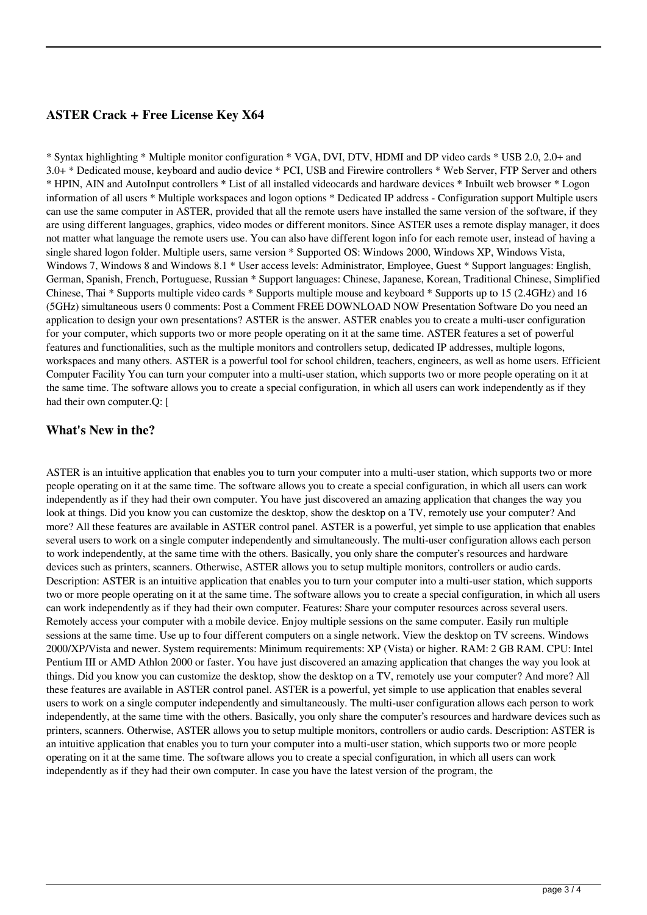### ASTER Crack + Free License Key X64

* Syntax highlighting * Multiple monitor configuration * VGA, DVI, DTV, HDMI and DP video cards * USB 2.0, 2.0+ and 3.0+ * Dedicated mouse, keyboard and audio device * PCI, USB and Firewire controllers * Web Server, FTP Server and others * HPIN, AIN and AutoInput controllers * List of all installed videocards and hardware devices * Inbuilt web browser * Logon information of all users * Multiple workspaces and logon options * Dedicated IP address - Configuration support Multiple users can use the same computer in ASTER, provided that all the remote users have installed the same version of the software, if they are using different languages, graphics, video modes or different monitors. Since ASTER uses a remote display manager, it does not matter what language the remote users use. You can also have different logon info for each remote user, instead of having a single shared logon folder. Multiple users, same version * Supported OS: Windows 2000, Windows XP, Windows Vista, Windows 7, Windows 8 and Windows 8.1 * User access levels: Administrator, Employee, Guest * Support languages: English, German, Spanish, French, Portuguese, Russian * Support languages: Chinese, Japanese, Korean, Traditional Chinese, Simplified Chinese, Thai * Supports multiple video cards * Supports multiple mouse and keyboard * Supports up to 15 (2.4GHz) and 16 (5GHz) simultaneous users 0 comments: Post a Comment FREE DOWNLOAD NOW Presentation Software Do you need an application to design your own presentations? ASTER is the answer. ASTER enables you to create a multi-user configuration for your computer, which supports two or more people operating on it at the same time. ASTER features a set of powerful features and functionalities, such as the multiple monitors and controllers setup, dedicated IP addresses, multiple logons, workspaces and many others. ASTER is a powerful tool for school children, teachers, engineers, as well as home users. Efficient Computer Facility You can turn your computer into a multi-user station, which supports two or more people operating on it at the same time. The software allows you to create a special configuration, in which all users can work independently as if they had their own computer.Q: [

### What's New in the?

ASTER is an intuitive application that enables you to turn your computer into a multi-user station, which supports two or more people operating on it at the same time. The software allows you to create a special configuration, in which all users can work independently as if they had their own computer. You have just discovered an amazing application that changes the way you look at things. Did you know you can customize the desktop, show the desktop on a TV, remotely use your computer? And more? All these features are available in ASTER control panel. ASTER is a powerful, yet simple to use application that enables several users to work on a single computer independently and simultaneously. The multi-user configuration allows each person to work independently, at the same time with the others. Basically, you only share the computer's resources and hardware devices such as printers, scanners. Otherwise, ASTER allows you to setup multiple monitors, controllers or audio cards. Description: ASTER is an intuitive application that enables you to turn your computer into a multi-user station, which supports two or more people operating on it at the same time. The software allows you to create a special configuration, in which all users can work independently as if they had their own computer. Features: Share your computer resources across several users. Remotely access your computer with a mobile device. Enjoy multiple sessions on the same computer. Easily run multiple sessions at the same time. Use up to four different computers on a single network. View the desktop on TV screens. Windows 2000/XP/Vista and newer. System requirements: Minimum requirements: XP (Vista) or higher. RAM: 2 GB RAM. CPU: Intel Pentium III or AMD Athlon 2000 or faster. You have just discovered an amazing application that changes the way you look at things. Did you know you can customize the desktop, show the desktop on a TV, remotely use your computer? And more? All these features are available in ASTER control panel. ASTER is a powerful, yet simple to use application that enables several users to work on a single computer independently and simultaneously. The multi-user configuration allows each person to work independently, at the same time with the others. Basically, you only share the computer's resources and hardware devices such as printers, scanners. Otherwise, ASTER allows you to setup multiple monitors, controllers or audio cards. Description: ASTER is an intuitive application that enables you to turn your computer into a multi-user station, which supports two or more people operating on it at the same time. The software allows you to create a special configuration, in which all users can work independently as if they had their own computer. In case you have the latest version of the program, the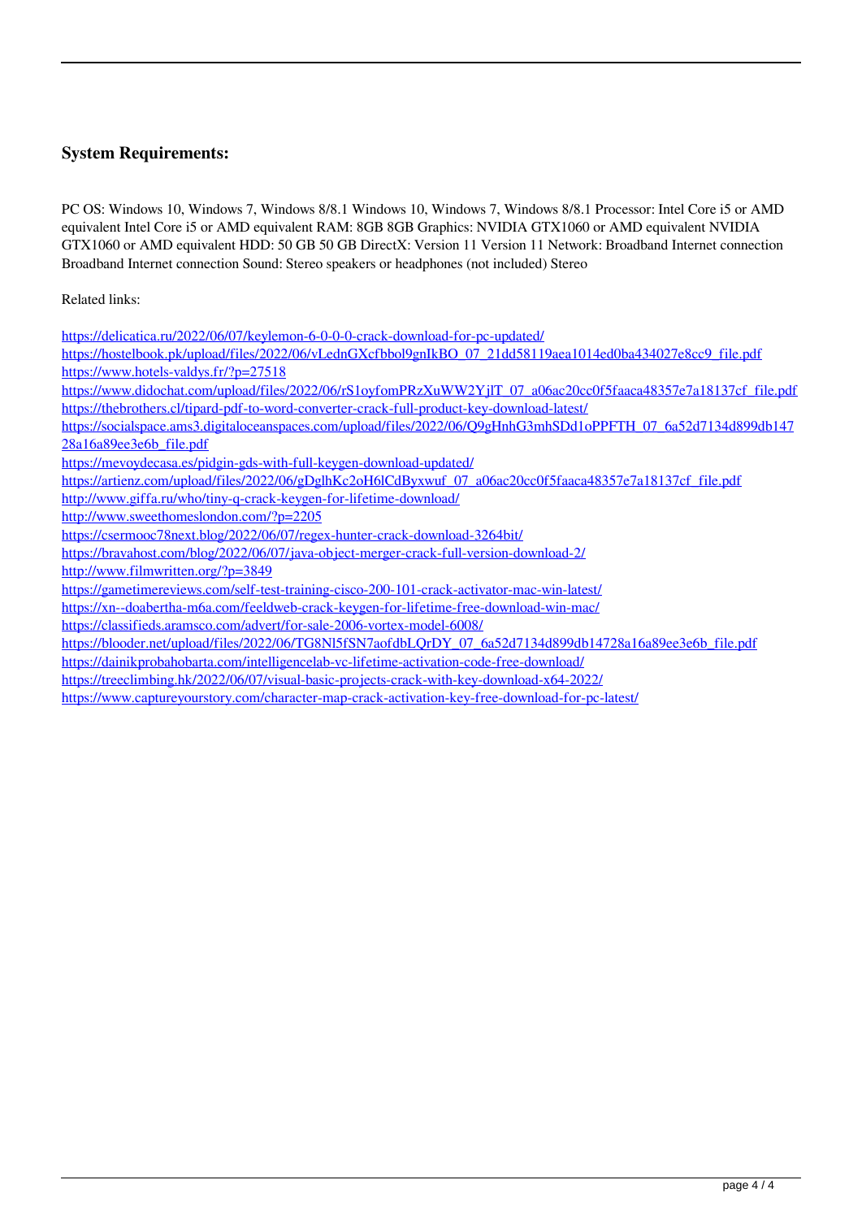## System Requirements:

PC OS: Windows 10, Windows 7, Windows 8/8.1 Windows 10, Windows 7, Windows 8/8.1 Processor: Intel Core i5 or AMD equivalent Intel Core i5 or AMD equivalent RAM: 8GB 8GB Graphics: NVIDIA GTX1060 or AMD equivalent NVIDIA GTX1060 or AMD equivalent HDD: 50 GB 50 GB DirectX: Version 11 Version 11 Network: Broadband Internet connection Broadband Internet connection Sound: Stereo speakers or headphones (not included) Stereo

Related links:

https://delicatica.ru/2022/06/07/keylemon-6-0-0-0-crack-download-for-pc-updated/
https://hostelbook.pk/upload/files/2022/06/vLednGXcfbbol9gnIkBO_07_21dd58119aea1014ed0ba434027e8cc9_file.pdf
https://www.hotels-valdys.fr/?p=27518
https://www.didochat.com/upload/files/2022/06/rS1oyfomPRzXuWW2YjlT_07_a06ac20cc0f5faaca48357e7a18137cf_file.pdf
https://thebrothers.cl/tipard-pdf-to-word-converter-crack-full-product-key-download-latest/
https://socialspace.ams3.digitaloceanspaces.com/upload/files/2022/06/Q9gHnhG3mhSDd1oPPFTH_07_6a52d7134d899db14728a16a89ee3e6b_file.pdf
https://mevoydecasa.es/pidgin-gds-with-full-keygen-download-updated/
https://artienz.com/upload/files/2022/06/gDglhKc2oH6lCdByxwuf_07_a06ac20cc0f5faaca48357e7a18137cf_file.pdf
http://www.giffa.ru/who/tiny-q-crack-keygen-for-lifetime-download/
http://www.sweethomeslondon.com/?p=2205
https://csermooc78next.blog/2022/06/07/regex-hunter-crack-download-3264bit/
https://bravahost.com/blog/2022/06/07/java-object-merger-crack-full-version-download-2/
http://www.filmwritten.org/?p=3849
https://gametimereviews.com/self-test-training-cisco-200-101-crack-activator-mac-win-latest/
https://xn--doabertha-m6a.com/feeldweb-crack-keygen-for-lifetime-free-download-win-mac/
https://classifieds.aramsco.com/advert/for-sale-2006-vortex-model-6008/
https://blooder.net/upload/files/2022/06/TG8Nl5fSN7aofdbLQrDY_07_6a52d7134d899db14728a16a89ee3e6b_file.pdf
https://dainikprobahobarta.com/intelligencelab-vc-lifetime-activation-code-free-download/
https://treeclimbing.hk/2022/06/07/visual-basic-projects-crack-with-key-download-x64-2022/
https://www.captureyourstory.com/character-map-crack-activation-key-free-download-for-pc-latest/